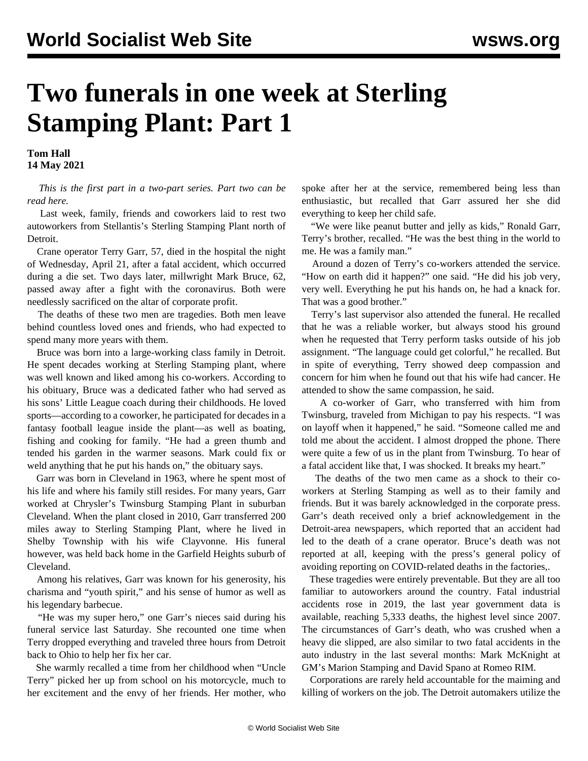# Two funerals in one week at Sterling Stamping Plant: Part 1

**Tom Hall**
**14 May 2021**

*This is the first part in a two-part series. Part two can be read here.*

Last week, family, friends and coworkers laid to rest two autoworkers from Stellantis's Sterling Stamping Plant north of Detroit.

Crane operator Terry Garr, 57, died in the hospital the night of Wednesday, April 21, after a fatal accident, which occurred during a die set. Two days later, millwright Mark Bruce, 62, passed away after a fight with the coronavirus. Both were needlessly sacrificed on the altar of corporate profit.

The deaths of these two men are tragedies. Both men leave behind countless loved ones and friends, who had expected to spend many more years with them.

Bruce was born into a large-working class family in Detroit. He spent decades working at Sterling Stamping plant, where was well known and liked among his co-workers. According to his obituary, Bruce was a dedicated father who had served as his sons' Little League coach during their childhoods. He loved sports—according to a coworker, he participated for decades in a fantasy football league inside the plant—as well as boating, fishing and cooking for family. "He had a green thumb and tended his garden in the warmer seasons. Mark could fix or weld anything that he put his hands on," the obituary says.

Garr was born in Cleveland in 1963, where he spent most of his life and where his family still resides. For many years, Garr worked at Chrysler's Twinsburg Stamping Plant in suburban Cleveland. When the plant closed in 2010, Garr transferred 200 miles away to Sterling Stamping Plant, where he lived in Shelby Township with his wife Clayvonne. His funeral however, was held back home in the Garfield Heights suburb of Cleveland.

Among his relatives, Garr was known for his generosity, his charisma and "youth spirit," and his sense of humor as well as his legendary barbecue.

"He was my super hero," one Garr's nieces said during his funeral service last Saturday. She recounted one time when Terry dropped everything and traveled three hours from Detroit back to Ohio to help her fix her car.

She warmly recalled a time from her childhood when "Uncle Terry" picked her up from school on his motorcycle, much to her excitement and the envy of her friends. Her mother, who spoke after her at the service, remembered being less than enthusiastic, but recalled that Garr assured her she did everything to keep her child safe.

"We were like peanut butter and jelly as kids," Ronald Garr, Terry's brother, recalled. "He was the best thing in the world to me. He was a family man."

Around a dozen of Terry's co-workers attended the service. "How on earth did it happen?" one said. "He did his job very, very well. Everything he put his hands on, he had a knack for. That was a good brother."

Terry's last supervisor also attended the funeral. He recalled that he was a reliable worker, but always stood his ground when he requested that Terry perform tasks outside of his job assignment. "The language could get colorful," he recalled. But in spite of everything, Terry showed deep compassion and concern for him when he found out that his wife had cancer. He attended to show the same compassion, he said.

A co-worker of Garr, who transferred with him from Twinsburg, traveled from Michigan to pay his respects. "I was on layoff when it happened," he said. "Someone called me and told me about the accident. I almost dropped the phone. There were quite a few of us in the plant from Twinsburg. To hear of a fatal accident like that, I was shocked. It breaks my heart."

The deaths of the two men came as a shock to their co-workers at Sterling Stamping as well as to their family and friends. But it was barely acknowledged in the corporate press. Garr's death received only a brief acknowledgement in the Detroit-area newspapers, which reported that an accident had led to the death of a crane operator. Bruce's death was not reported at all, keeping with the press's general policy of avoiding reporting on COVID-related deaths in the factories,.

These tragedies were entirely preventable. But they are all too familiar to autoworkers around the country. Fatal industrial accidents rose in 2019, the last year government data is available, reaching 5,333 deaths, the highest level since 2007. The circumstances of Garr's death, who was crushed when a heavy die slipped, are also similar to two fatal accidents in the auto industry in the last several months: Mark McKnight at GM's Marion Stamping and David Spano at Romeo RIM.

Corporations are rarely held accountable for the maiming and killing of workers on the job. The Detroit automakers utilize the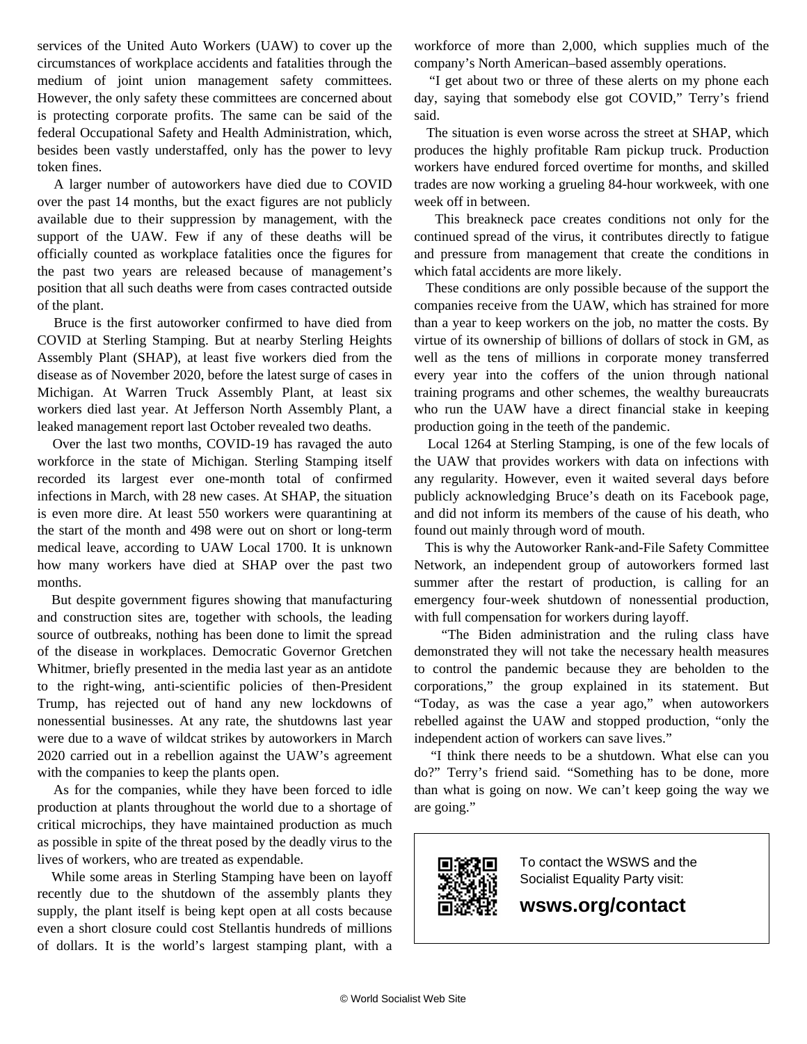services of the United Auto Workers (UAW) to cover up the circumstances of workplace accidents and fatalities through the medium of joint union management safety committees. However, the only safety these committees are concerned about is protecting corporate profits. The same can be said of the federal Occupational Safety and Health Administration, which, besides been vastly understaffed, only has the power to levy token fines.

A larger number of autoworkers have died due to COVID over the past 14 months, but the exact figures are not publicly available due to their suppression by management, with the support of the UAW. Few if any of these deaths will be officially counted as workplace fatalities once the figures for the past two years are released because of management's position that all such deaths were from cases contracted outside of the plant.

Bruce is the first autoworker confirmed to have died from COVID at Sterling Stamping. But at nearby Sterling Heights Assembly Plant (SHAP), at least five workers died from the disease as of November 2020, before the latest surge of cases in Michigan. At Warren Truck Assembly Plant, at least six workers died last year. At Jefferson North Assembly Plant, a leaked management report last October revealed two deaths.

Over the last two months, COVID-19 has ravaged the auto workforce in the state of Michigan. Sterling Stamping itself recorded its largest ever one-month total of confirmed infections in March, with 28 new cases. At SHAP, the situation is even more dire. At least 550 workers were quarantining at the start of the month and 498 were out on short or long-term medical leave, according to UAW Local 1700. It is unknown how many workers have died at SHAP over the past two months.

But despite government figures showing that manufacturing and construction sites are, together with schools, the leading source of outbreaks, nothing has been done to limit the spread of the disease in workplaces. Democratic Governor Gretchen Whitmer, briefly presented in the media last year as an antidote to the right-wing, anti-scientific policies of then-President Trump, has rejected out of hand any new lockdowns of nonessential businesses. At any rate, the shutdowns last year were due to a wave of wildcat strikes by autoworkers in March 2020 carried out in a rebellion against the UAW's agreement with the companies to keep the plants open.

As for the companies, while they have been forced to idle production at plants throughout the world due to a shortage of critical microchips, they have maintained production as much as possible in spite of the threat posed by the deadly virus to the lives of workers, who are treated as expendable.

While some areas in Sterling Stamping have been on layoff recently due to the shutdown of the assembly plants they supply, the plant itself is being kept open at all costs because even a short closure could cost Stellantis hundreds of millions of dollars. It is the world's largest stamping plant, with a workforce of more than 2,000, which supplies much of the company's North American–based assembly operations.

"I get about two or three of these alerts on my phone each day, saying that somebody else got COVID," Terry's friend said.

The situation is even worse across the street at SHAP, which produces the highly profitable Ram pickup truck. Production workers have endured forced overtime for months, and skilled trades are now working a grueling 84-hour workweek, with one week off in between.

This breakneck pace creates conditions not only for the continued spread of the virus, it contributes directly to fatigue and pressure from management that create the conditions in which fatal accidents are more likely.

These conditions are only possible because of the support the companies receive from the UAW, which has strained for more than a year to keep workers on the job, no matter the costs. By virtue of its ownership of billions of dollars of stock in GM, as well as the tens of millions in corporate money transferred every year into the coffers of the union through national training programs and other schemes, the wealthy bureaucrats who run the UAW have a direct financial stake in keeping production going in the teeth of the pandemic.

Local 1264 at Sterling Stamping, is one of the few locals of the UAW that provides workers with data on infections with any regularity. However, even it waited several days before publicly acknowledging Bruce's death on its Facebook page, and did not inform its members of the cause of his death, who found out mainly through word of mouth.

This is why the Autoworker Rank-and-File Safety Committee Network, an independent group of autoworkers formed last summer after the restart of production, is calling for an emergency four-week shutdown of nonessential production, with full compensation for workers during layoff.

"The Biden administration and the ruling class have demonstrated they will not take the necessary health measures to control the pandemic because they are beholden to the corporations," the group explained in its statement. But "Today, as was the case a year ago," when autoworkers rebelled against the UAW and stopped production, "only the independent action of workers can save lives."

"I think there needs to be a shutdown. What else can you do?" Terry's friend said. "Something has to be done, more than what is going on now. We can't keep going the way we are going."

To contact the WSWS and the Socialist Equality Party visit:

**wsws.org/contact**